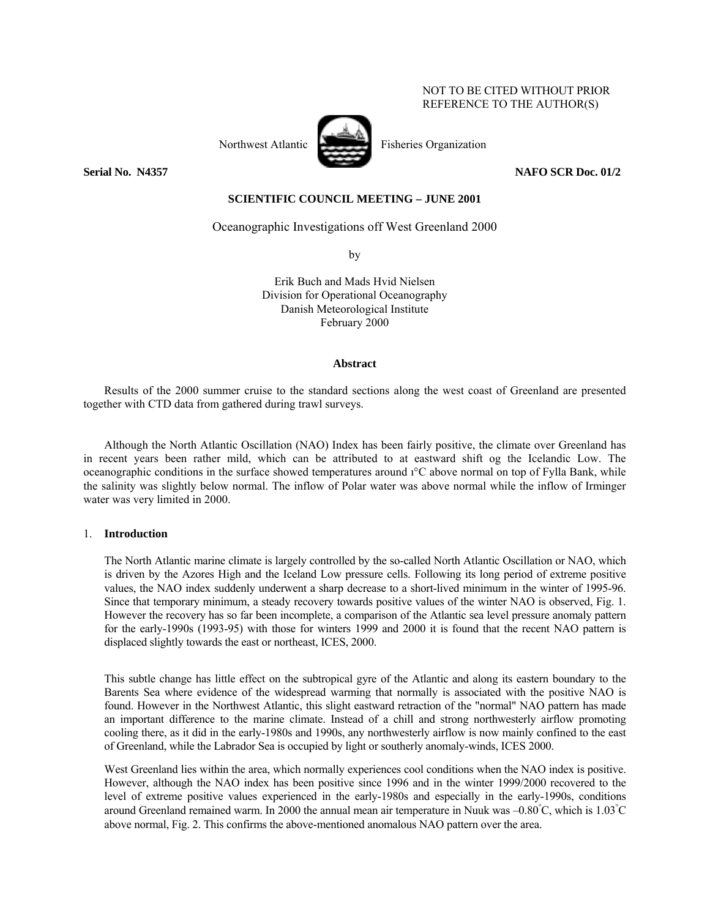NOT TO BE CITED WITHOUT PRIOR REFERENCE TO THE AUTHOR(S)

Northwest Atlantic Fisheries Organization

**Serial No. N4357** **NAFO SCR Doc. 01/2**

**SCIENTIFIC COUNCIL MEETING – JUNE 2001**

# Oceanographic Investigations off West Greenland 2000

by

Erik Buch and Mads Hvid Nielsen
Division for Operational Oceanography
Danish Meteorological Institute
February 2000

## Abstract

Results of the 2000 summer cruise to the standard sections along the west coast of Greenland are presented together with CTD data from gathered during trawl surveys.

Although the North Atlantic Oscillation (NAO) Index has been fairly positive, the climate over Greenland has in recent years been rather mild, which can be attributed to at eastward shift og the Icelandic Low. The oceanographic conditions in the surface showed temperatures around 1°C above normal on top of Fylla Bank, while the salinity was slightly below normal. The inflow of Polar water was above normal while the inflow of Irminger water was very limited in 2000.

## 1. **Introduction**

The North Atlantic marine climate is largely controlled by the so-called North Atlantic Oscillation or NAO, which is driven by the Azores High and the Iceland Low pressure cells. Following its long period of extreme positive values, the NAO index suddenly underwent a sharp decrease to a short-lived minimum in the winter of 1995-96. Since that temporary minimum, a steady recovery towards positive values of the winter NAO is observed, Fig. 1. However the recovery has so far been incomplete, a comparison of the Atlantic sea level pressure anomaly pattern for the early-1990s (1993-95) with those for winters 1999 and 2000 it is found that the recent NAO pattern is displaced slightly towards the east or northeast, ICES, 2000.

This subtle change has little effect on the subtropical gyre of the Atlantic and along its eastern boundary to the Barents Sea where evidence of the widespread warming that normally is associated with the positive NAO is found. However in the Northwest Atlantic, this slight eastward retraction of the "normal" NAO pattern has made an important difference to the marine climate. Instead of a chill and strong northwesterly airflow promoting cooling there, as it did in the early-1980s and 1990s, any northwesterly airflow is now mainly confined to the east of Greenland, while the Labrador Sea is occupied by light or southerly anomaly-winds, ICES 2000.

West Greenland lies within the area, which normally experiences cool conditions when the NAO index is positive. However, although the NAO index has been positive since 1996 and in the winter 1999/2000 recovered to the level of extreme positive values experienced in the early-1980s and especially in the early-1990s, conditions around Greenland remained warm. In 2000 the annual mean air temperature in Nuuk was –0.80°C, which is 1.03°C above normal, Fig. 2. This confirms the above-mentioned anomalous NAO pattern over the area.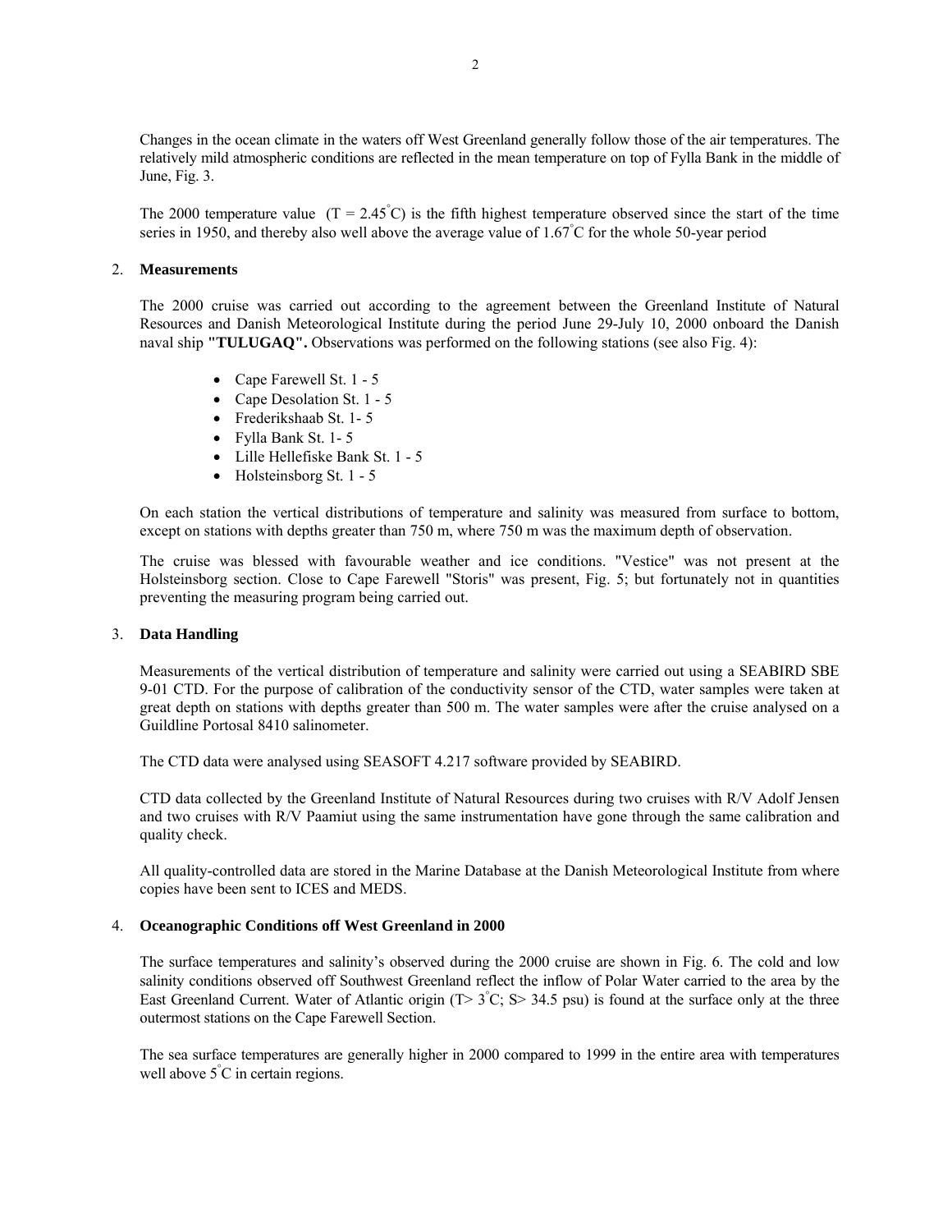Changes in the ocean climate in the waters off West Greenland generally follow those of the air temperatures. The relatively mild atmospheric conditions are reflected in the mean temperature on top of Fylla Bank in the middle of June, Fig. 3.

The 2000 temperature value ($T = 2.45^{\circ}C$) is the fifth highest temperature observed since the start of the time series in 1950, and thereby also well above the average value of $1.67^{\circ}C$ for the whole 50-year period

## 2. Measurements

The 2000 cruise was carried out according to the agreement between the Greenland Institute of Natural Resources and Danish Meteorological Institute during the period June 29-July 10, 2000 onboard the Danish naval ship **"TULUGAQ".** Observations was performed on the following stations (see also Fig. 4):

- Cape Farewell St. 1 - 5
- Cape Desolation St. 1 - 5
- Frederikshaab St. 1- 5
- Fylla Bank St. 1- 5
- Lille Hellefiske Bank St. 1 - 5
- Holsteinsborg St. 1 - 5

On each station the vertical distributions of temperature and salinity was measured from surface to bottom, except on stations with depths greater than 750 m, where 750 m was the maximum depth of observation.

The cruise was blessed with favourable weather and ice conditions. "Vestice" was not present at the Holsteinsborg section. Close to Cape Farewell "Storis" was present, Fig. 5; but fortunately not in quantities preventing the measuring program being carried out.

## 3. Data Handling

Measurements of the vertical distribution of temperature and salinity were carried out using a SEABIRD SBE 9-01 CTD. For the purpose of calibration of the conductivity sensor of the CTD, water samples were taken at great depth on stations with depths greater than 500 m. The water samples were after the cruise analysed on a Guildline Portosal 8410 salinometer.

The CTD data were analysed using SEASOFT 4.217 software provided by SEABIRD.

CTD data collected by the Greenland Institute of Natural Resources during two cruises with R/V Adolf Jensen and two cruises with R/V Paamiut using the same instrumentation have gone through the same calibration and quality check.

All quality-controlled data are stored in the Marine Database at the Danish Meteorological Institute from where copies have been sent to ICES and MEDS.

## 4. Oceanographic Conditions off West Greenland in 2000

The surface temperatures and salinity's observed during the 2000 cruise are shown in Fig. 6. The cold and low salinity conditions observed off Southwest Greenland reflect the inflow of Polar Water carried to the area by the East Greenland Current. Water of Atlantic origin ($T > 3^{\circ}C$; $S > 34.5$ psu) is found at the surface only at the three outermost stations on the Cape Farewell Section.

The sea surface temperatures are generally higher in 2000 compared to 1999 in the entire area with temperatures well above $5^{\circ}C$ in certain regions.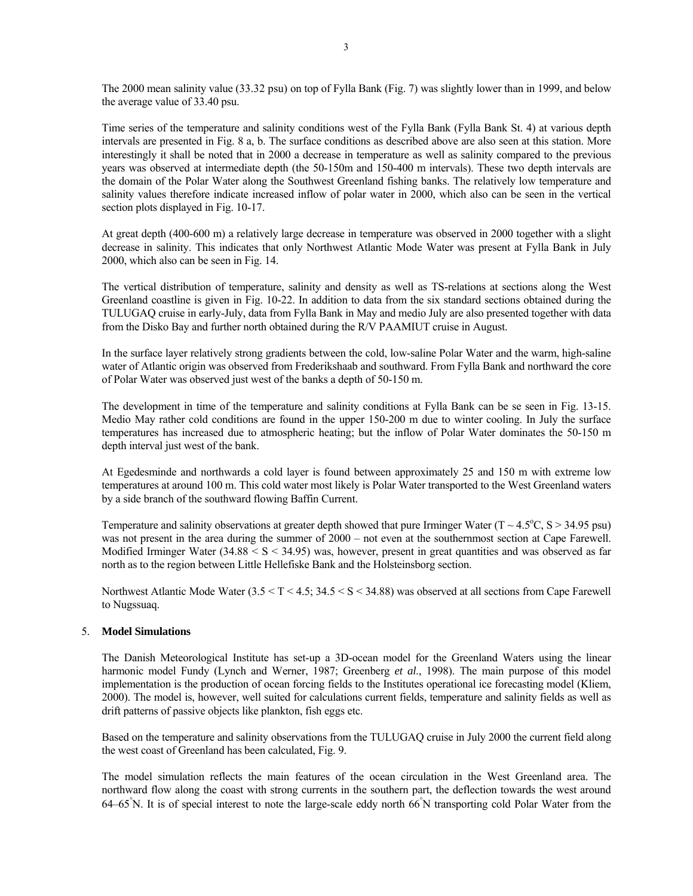The 2000 mean salinity value (33.32 psu) on top of Fylla Bank (Fig. 7) was slightly lower than in 1999, and below the average value of 33.40 psu.

Time series of the temperature and salinity conditions west of the Fylla Bank (Fylla Bank St. 4) at various depth intervals are presented in Fig. 8 a, b. The surface conditions as described above are also seen at this station. More interestingly it shall be noted that in 2000 a decrease in temperature as well as salinity compared to the previous years was observed at intermediate depth (the 50-150m and 150-400 m intervals). These two depth intervals are the domain of the Polar Water along the Southwest Greenland fishing banks. The relatively low temperature and salinity values therefore indicate increased inflow of polar water in 2000, which also can be seen in the vertical section plots displayed in Fig. 10-17.

At great depth (400-600 m) a relatively large decrease in temperature was observed in 2000 together with a slight decrease in salinity. This indicates that only Northwest Atlantic Mode Water was present at Fylla Bank in July 2000, which also can be seen in Fig. 14.

The vertical distribution of temperature, salinity and density as well as TS-relations at sections along the West Greenland coastline is given in Fig. 10-22. In addition to data from the six standard sections obtained during the TULUGAQ cruise in early-July, data from Fylla Bank in May and medio July are also presented together with data from the Disko Bay and further north obtained during the R/V PAAMIUT cruise in August.

In the surface layer relatively strong gradients between the cold, low-saline Polar Water and the warm, high-saline water of Atlantic origin was observed from Frederikshaab and southward. From Fylla Bank and northward the core of Polar Water was observed just west of the banks a depth of 50-150 m.

The development in time of the temperature and salinity conditions at Fylla Bank can be se seen in Fig. 13-15. Medio May rather cold conditions are found in the upper 150-200 m due to winter cooling. In July the surface temperatures has increased due to atmospheric heating; but the inflow of Polar Water dominates the 50-150 m depth interval just west of the bank.

At Egedesminde and northwards a cold layer is found between approximately 25 and 150 m with extreme low temperatures at around 100 m. This cold water most likely is Polar Water transported to the West Greenland waters by a side branch of the southward flowing Baffin Current.

Temperature and salinity observations at greater depth showed that pure Irminger Water ($T \sim 4.5^{o}C$, $S > 34.95$ psu) was not present in the area during the summer of 2000 – not even at the southernmost section at Cape Farewell. Modified Irminger Water ($34.88 < S < 34.95$) was, however, present in great quantities and was observed as far north as to the region between Little Hellefiske Bank and the Holsteinsborg section.

Northwest Atlantic Mode Water ($3.5 < T < 4.5$; $34.5 < S < 34.88$) was observed at all sections from Cape Farewell to Nugssuaq.

## 5. **Model Simulations**

The Danish Meteorological Institute has set-up a 3D-ocean model for the Greenland Waters using the linear harmonic model Fundy (Lynch and Werner, 1987; Greenberg *et al*., 1998). The main purpose of this model implementation is the production of ocean forcing fields to the Institutes operational ice forecasting model (Kliem, 2000). The model is, however, well suited for calculations current fields, temperature and salinity fields as well as drift patterns of passive objects like plankton, fish eggs etc.

Based on the temperature and salinity observations from the TULUGAQ cruise in July 2000 the current field along the west coast of Greenland has been calculated, Fig. 9.

The model simulation reflects the main features of the ocean circulation in the West Greenland area. The northward flow along the coast with strong currents in the southern part, the deflection towards the west around 64–65°N. It is of special interest to note the large-scale eddy north 66°N transporting cold Polar Water from the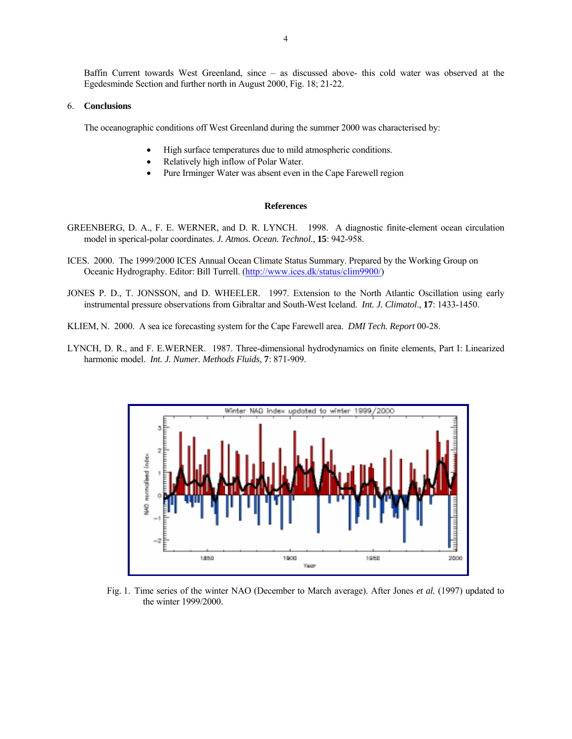Baffin Current towards West Greenland, since – as discussed above- this cold water was observed at the Egedesminde Section and further north in August 2000, Fig. 18; 21-22.

## 6. Conclusions

The oceanographic conditions off West Greenland during the summer 2000 was characterised by:

- High surface temperatures due to mild atmospheric conditions.
- Relatively high inflow of Polar Water.
- Pure Irminger Water was absent even in the Cape Farewell region

## References

GREENBERG, D. A., F. E. WERNER, and D. R. LYNCH. 1998. A diagnostic finite-element ocean circulation model in sperical-polar coordinates. *J. Atmos. Ocean. Technol*., **15**: 942-958.

ICES. 2000. The 1999/2000 ICES Annual Ocean Climate Status Summary. Prepared by the Working Group on Oceanic Hydrography. Editor: Bill Turrell. (http://www.ices.dk/status/clim9900/)

JONES P. D., T. JONSSON, and D. WHEELER. 1997. Extension to the North Atlantic Oscillation using early instrumental pressure observations from Gibraltar and South-West Iceland. *Int. J. Climatol*., **17**: 1433-1450.

KLIEM, N. 2000. A sea ice forecasting system for the Cape Farewell area. *DMI Tech. Report* 00-28.

LYNCH, D. R., and F. E.WERNER. 1987. Three-dimensional hydrodynamics on finite elements, Part I: Linearized harmonic model. *Int. J. Numer. Methods Fluids*, **7**: 871-909.

Fig. 1. Time series of the winter NAO (December to March average). After Jones *et al.* (1997) updated to the winter 1999/2000.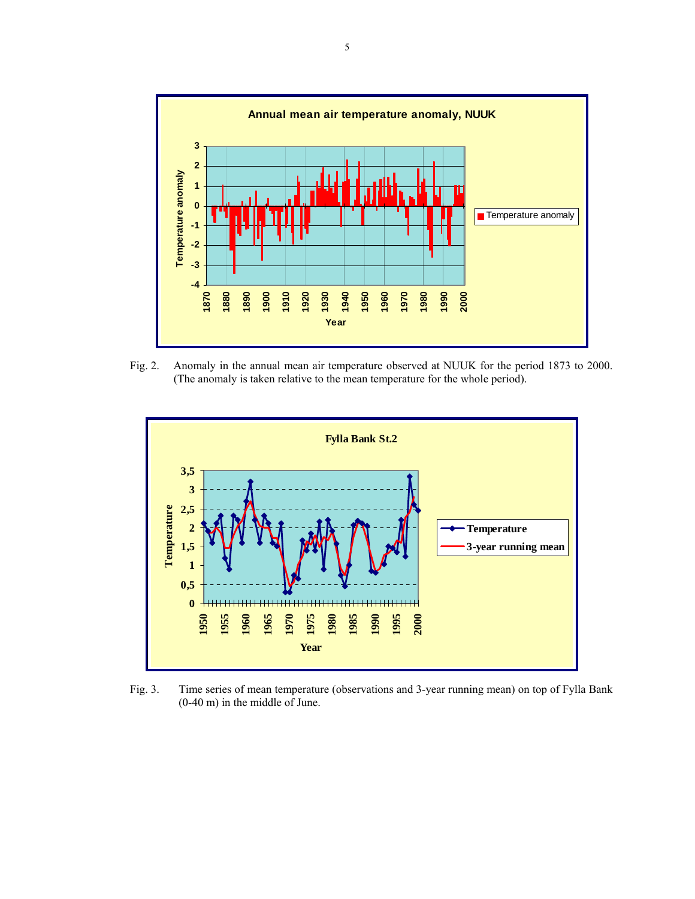Fig. 2. Anomaly in the annual mean air temperature observed at NUUK for the period 1873 to 2000. (The anomaly is taken relative to the mean temperature for the whole period).

Fig. 3. Time series of mean temperature (observations and 3-year running mean) on top of Fylla Bank (0-40 m) in the middle of June.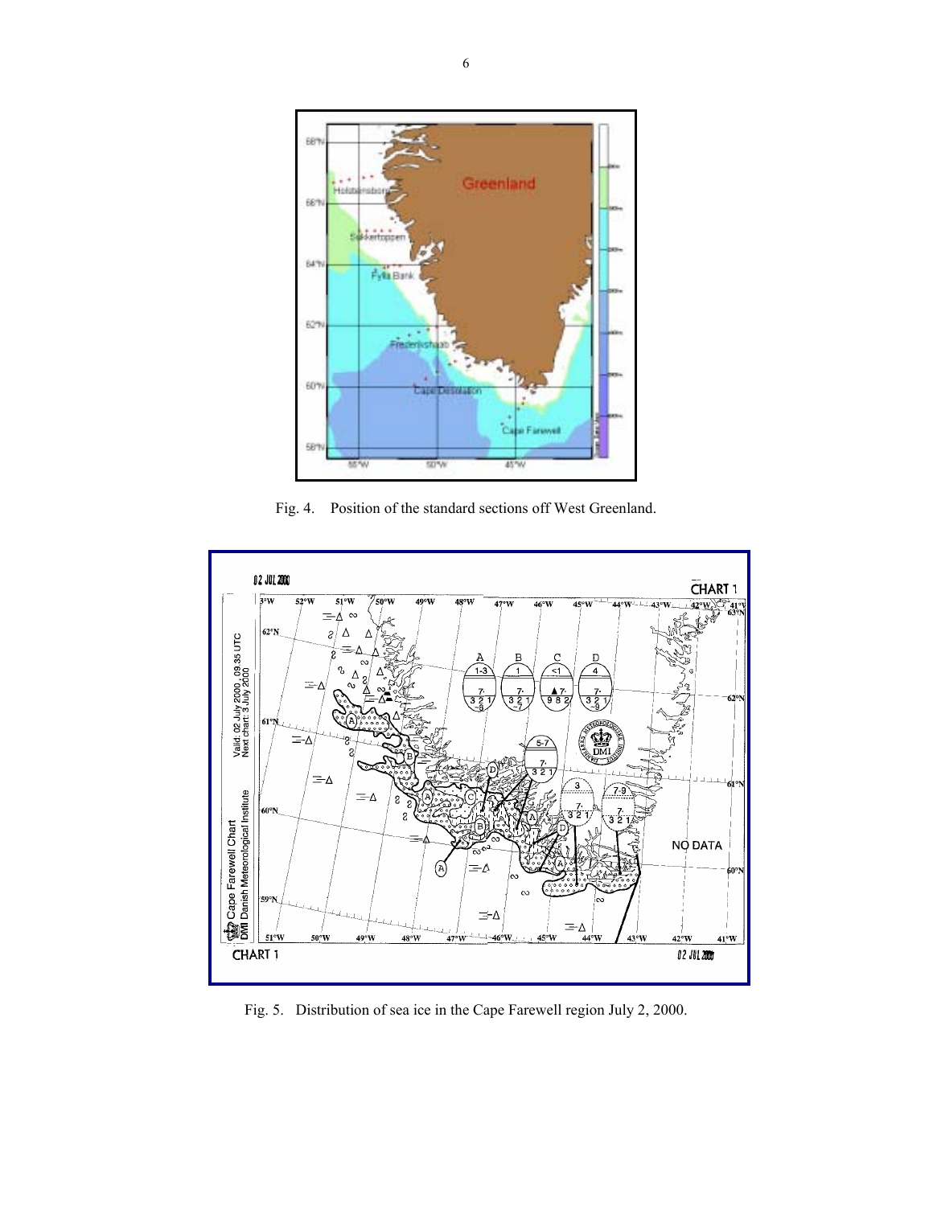Fig. 4. Position of the standard sections off West Greenland.

Fig. 5. Distribution of sea ice in the Cape Farewell region July 2, 2000.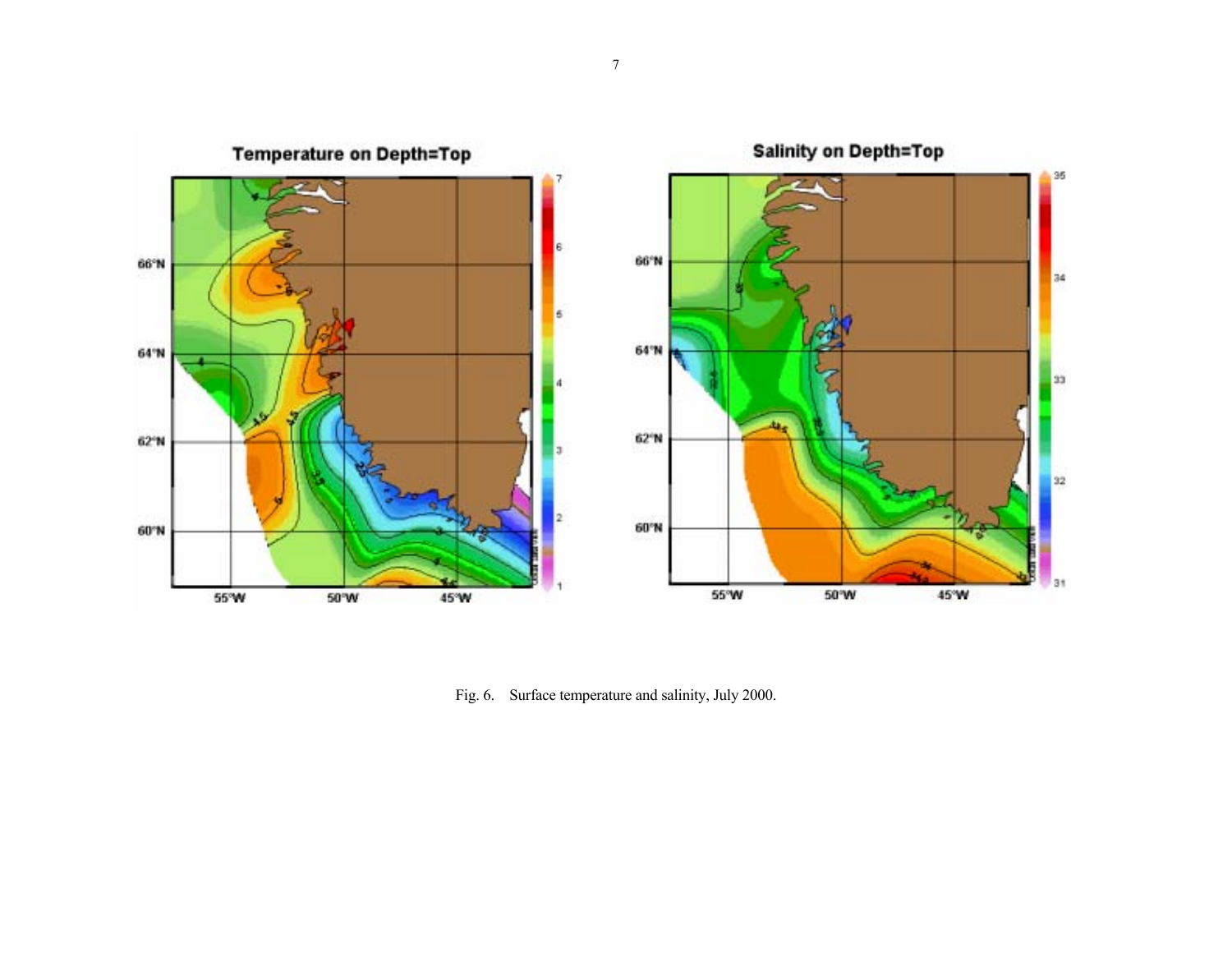Fig. 6. Surface temperature and salinity, July 2000.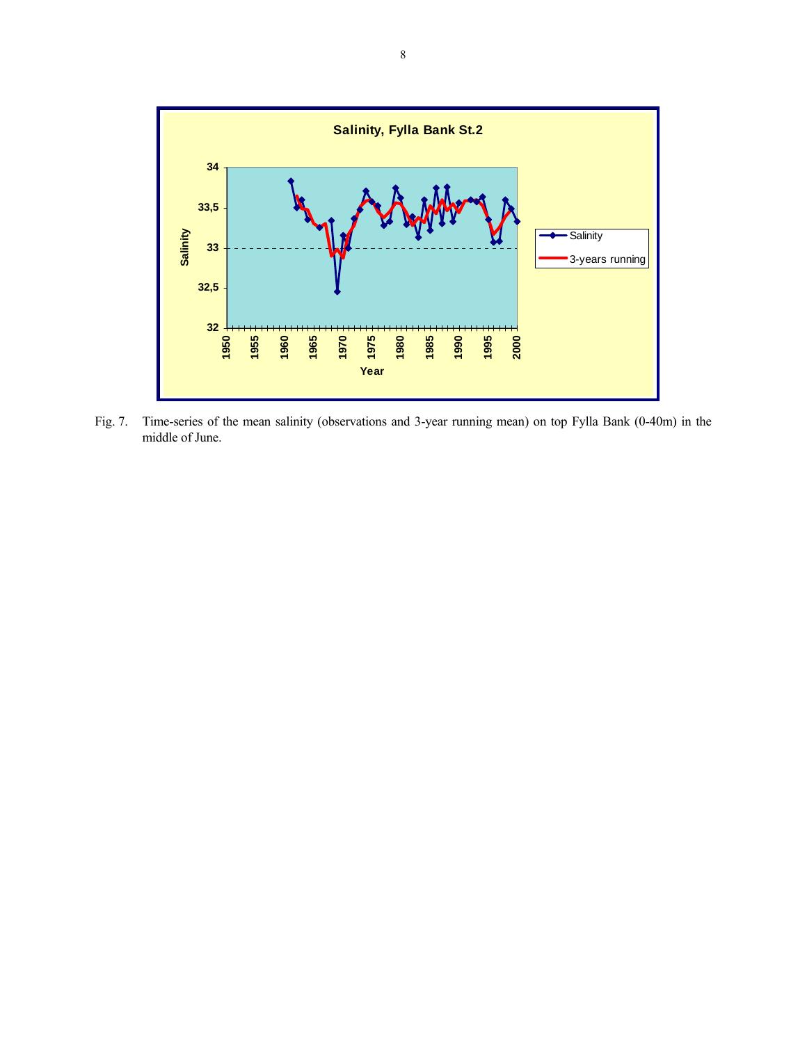Fig. 7. Time-series of the mean salinity (observations and 3-year running mean) on top Fylla Bank (0-40m) in the middle of June.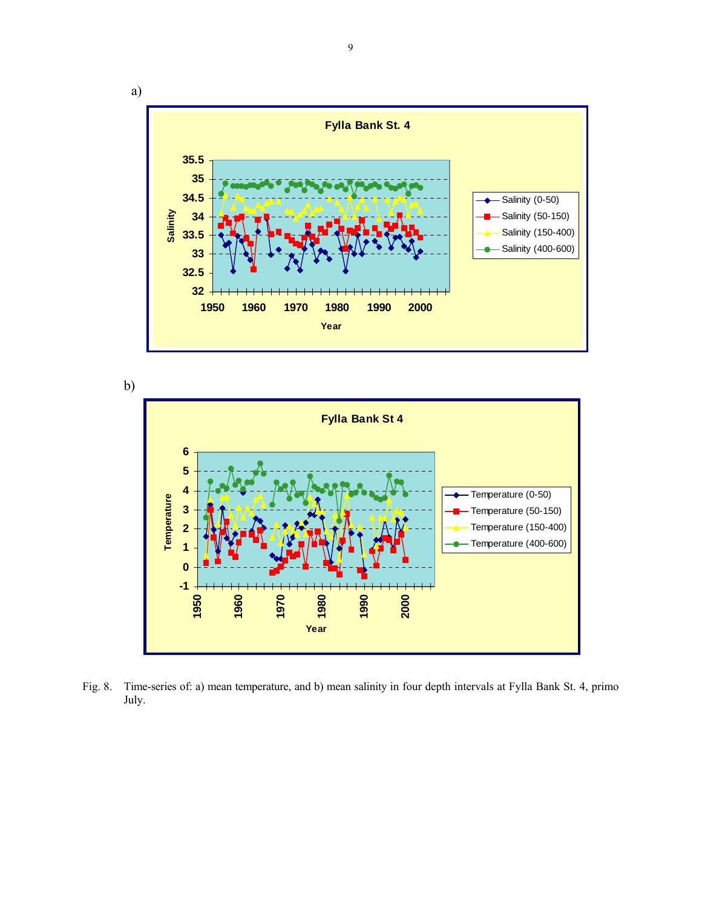a)

**Fylla Bank St. 4**

Salinity (0-50), Salinity (50-150), Salinity (150-400), Salinity (400-600)

b)

**Fylla Bank St 4**

Temperature (0-50), Temperature (50-150), Temperature (150-400), Temperature (400-600)

Fig. 8. Time-series of: a) mean temperature, and b) mean salinity in four depth intervals at Fylla Bank St. 4, primo July.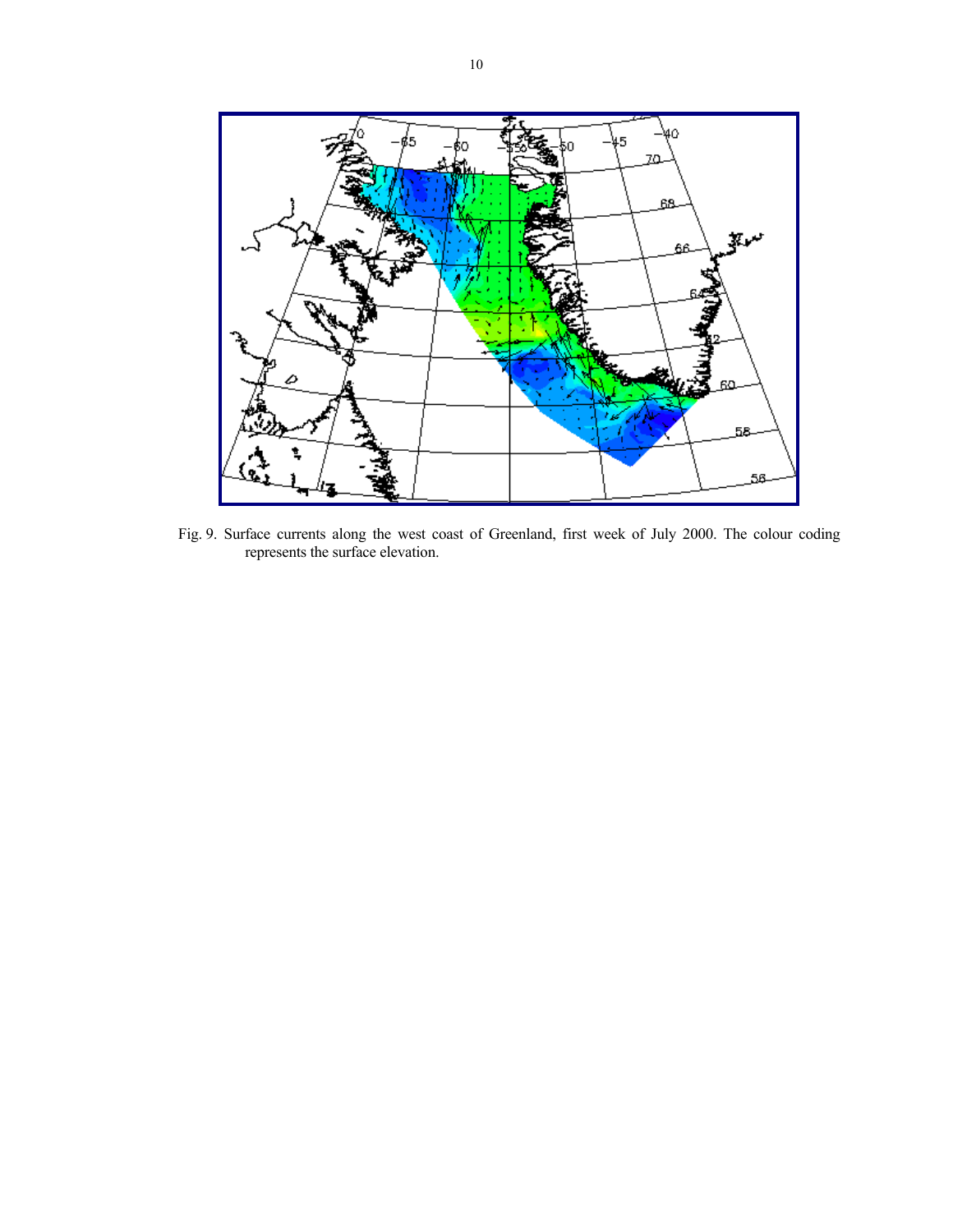Fig. 9. Surface currents along the west coast of Greenland, first week of July 2000. The colour coding represents the surface elevation.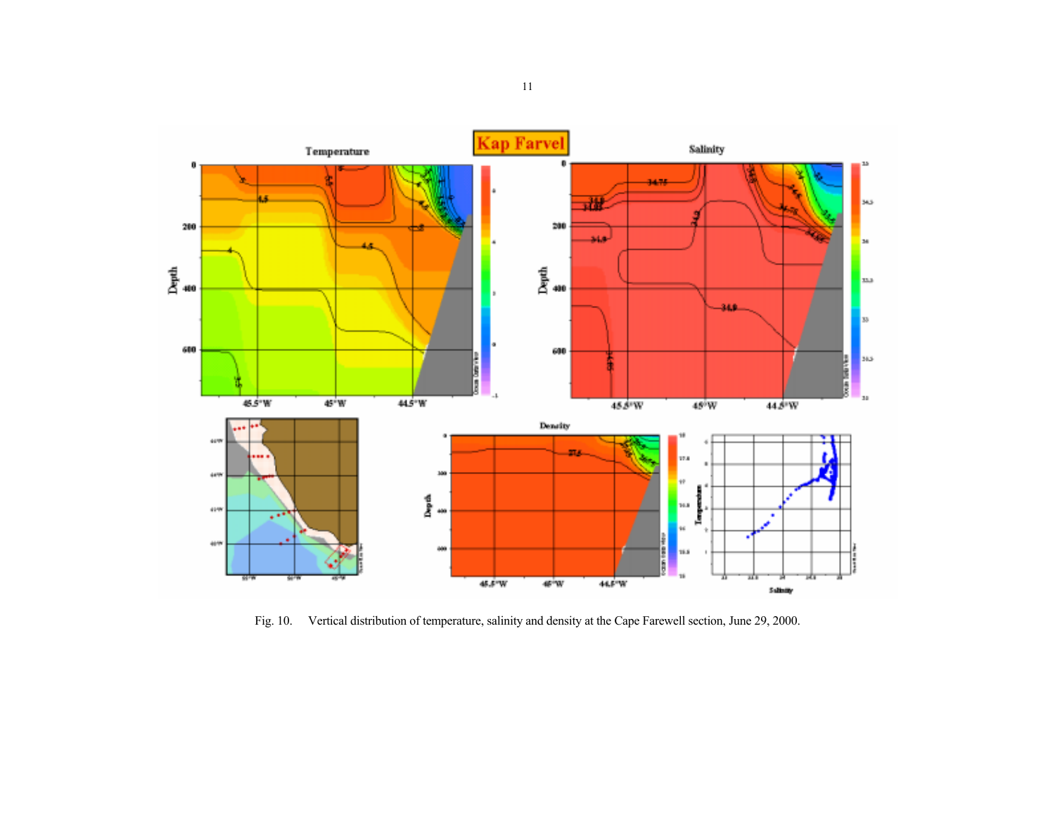Fig. 10. Vertical distribution of temperature, salinity and density at the Cape Farewell section, June 29, 2000.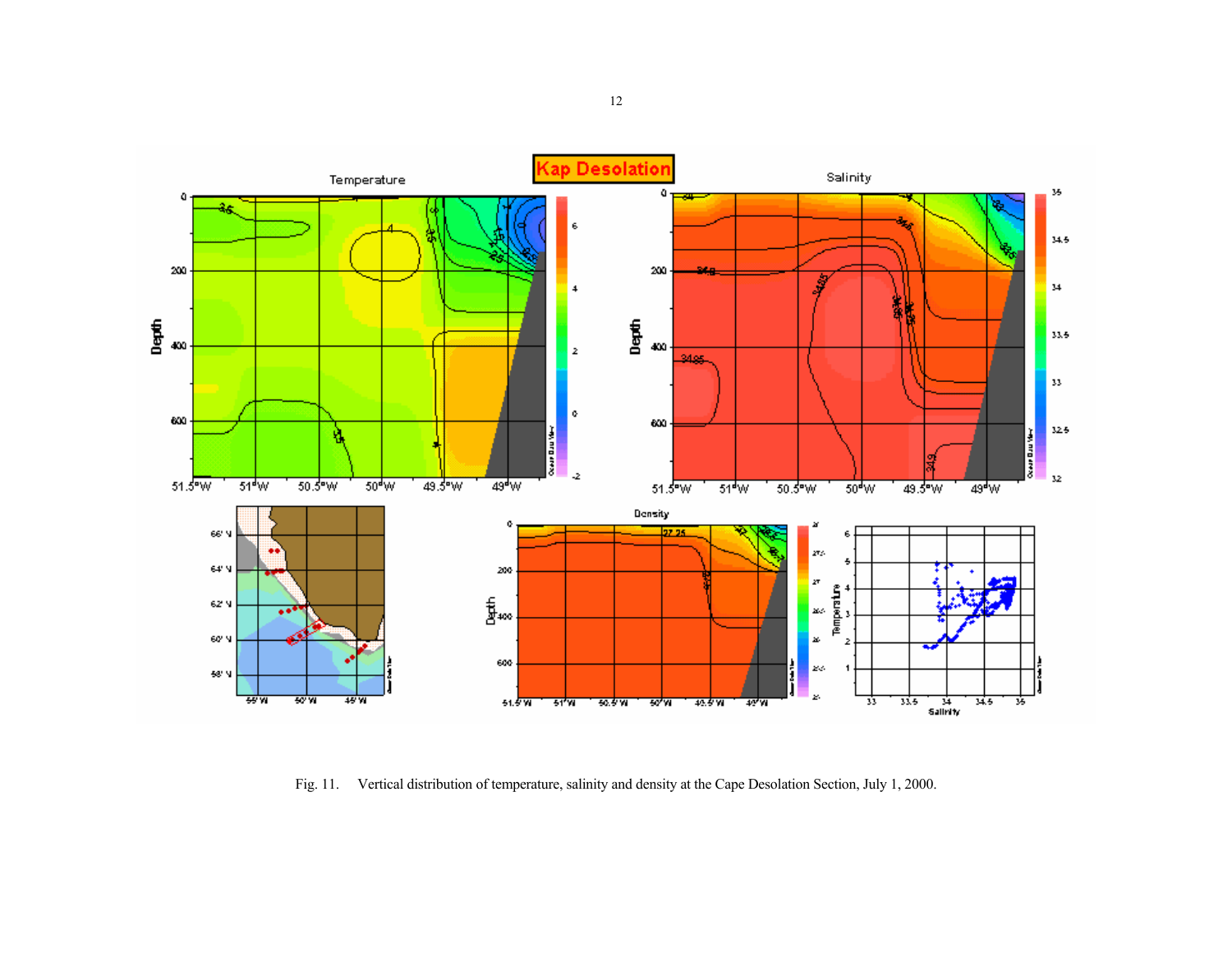Fig. 11. Vertical distribution of temperature, salinity and density at the Cape Desolation Section, July 1, 2000.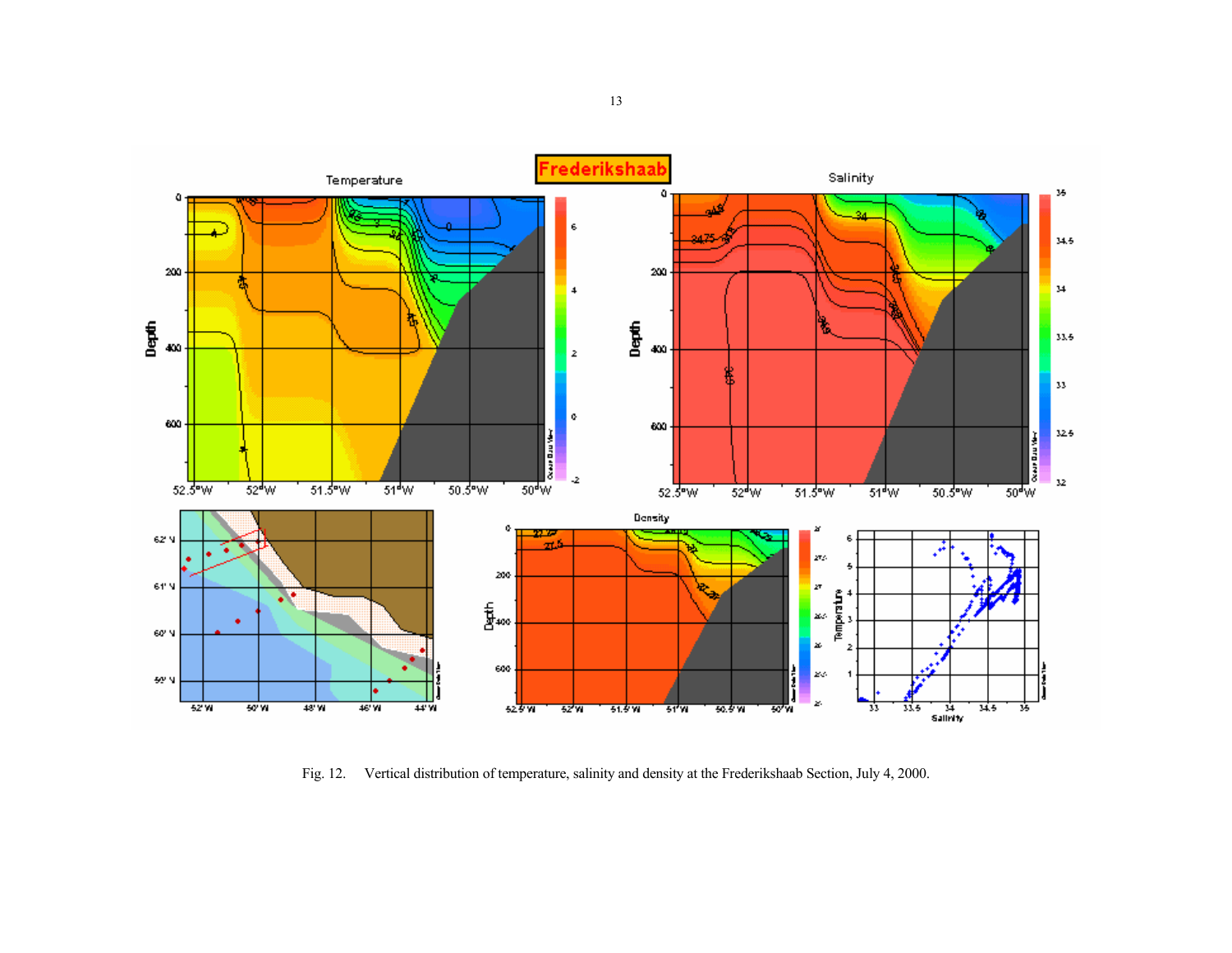Fig. 12. Vertical distribution of temperature, salinity and density at the Frederikshaab Section, July 4, 2000.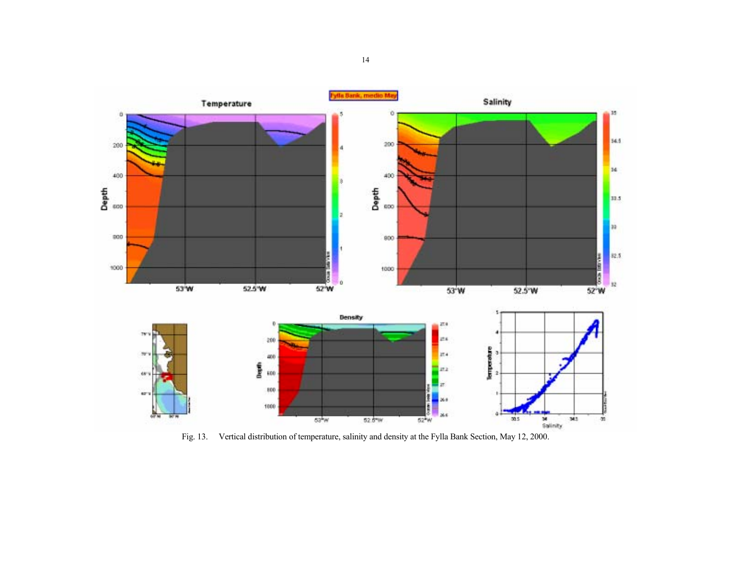Fig. 13. Vertical distribution of temperature, salinity and density at the Fylla Bank Section, May 12, 2000.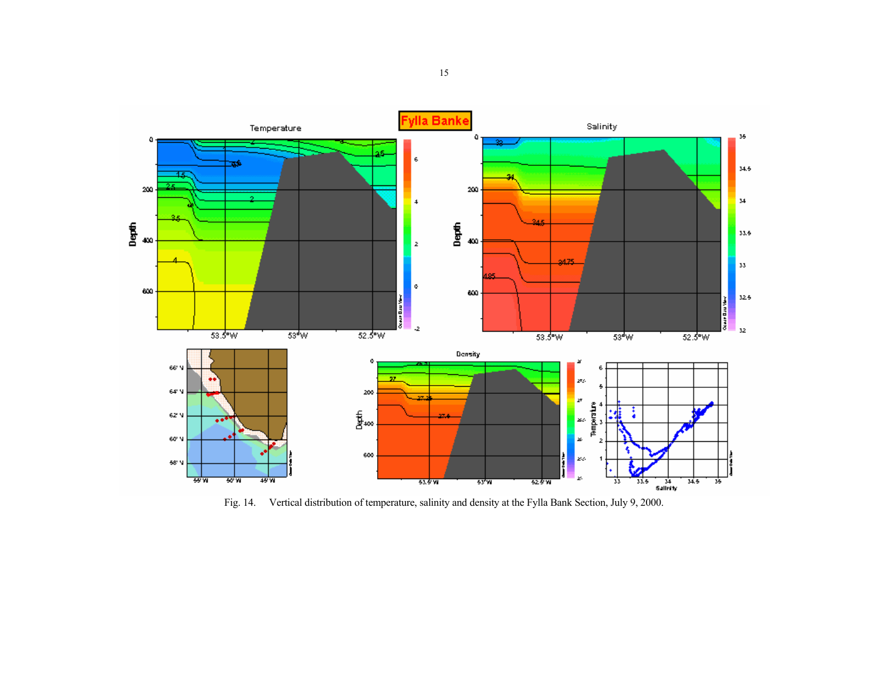Fig. 14. Vertical distribution of temperature, salinity and density at the Fylla Bank Section, July 9, 2000.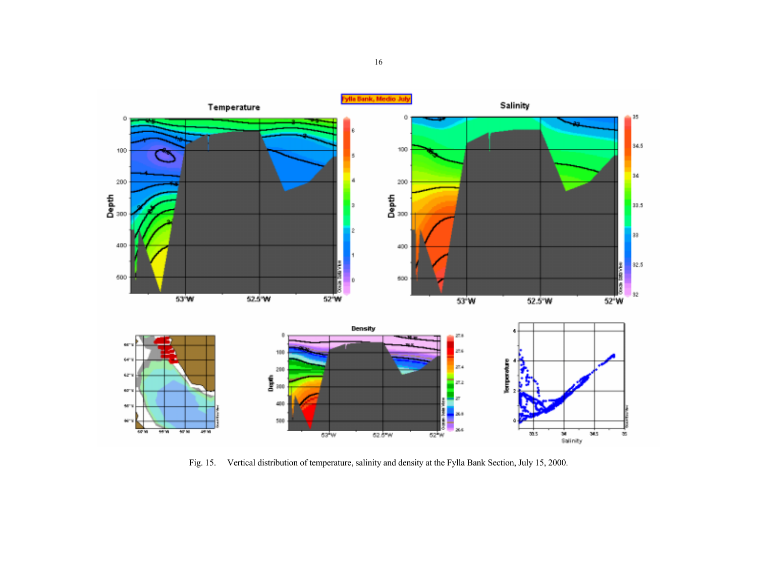Fig. 15. Vertical distribution of temperature, salinity and density at the Fylla Bank Section, July 15, 2000.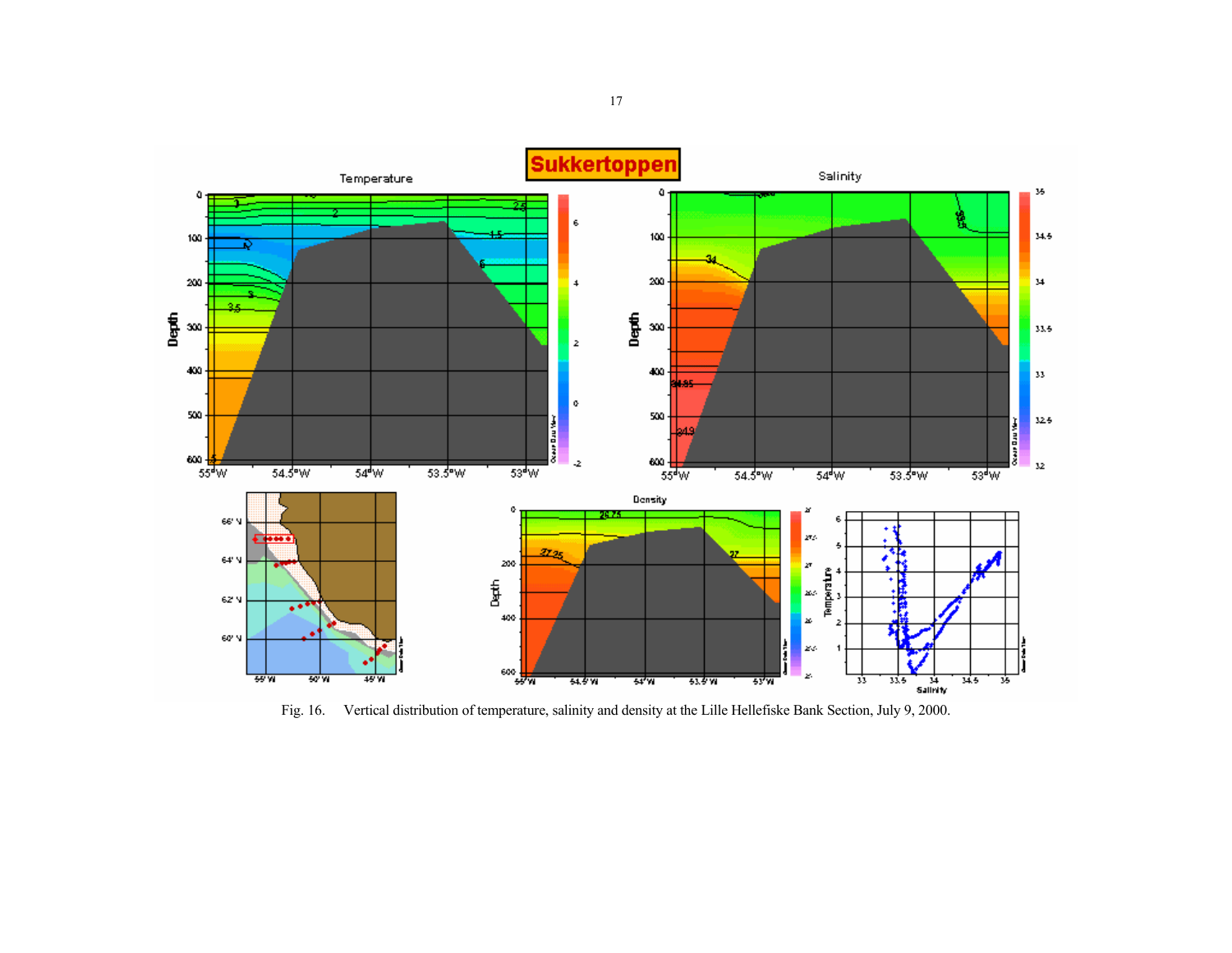Fig. 16. Vertical distribution of temperature, salinity and density at the Lille Hellefiske Bank Section, July 9, 2000.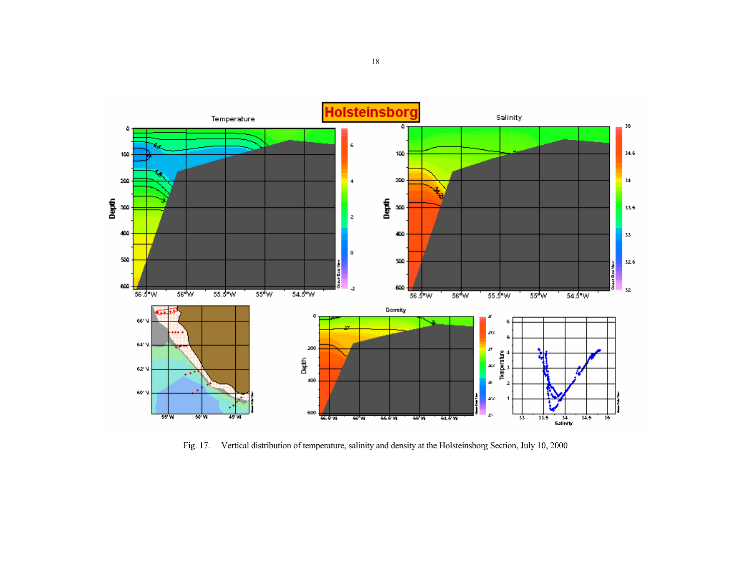Fig. 17. Vertical distribution of temperature, salinity and density at the Holsteinsborg Section, July 10, 2000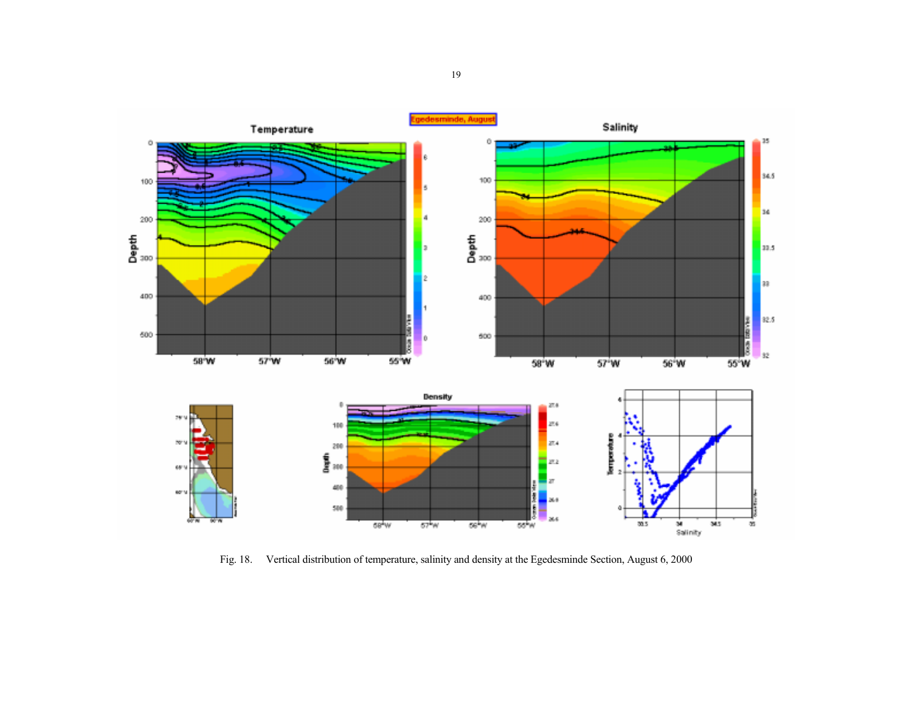Fig. 18. Vertical distribution of temperature, salinity and density at the Egedesminde Section, August 6, 2000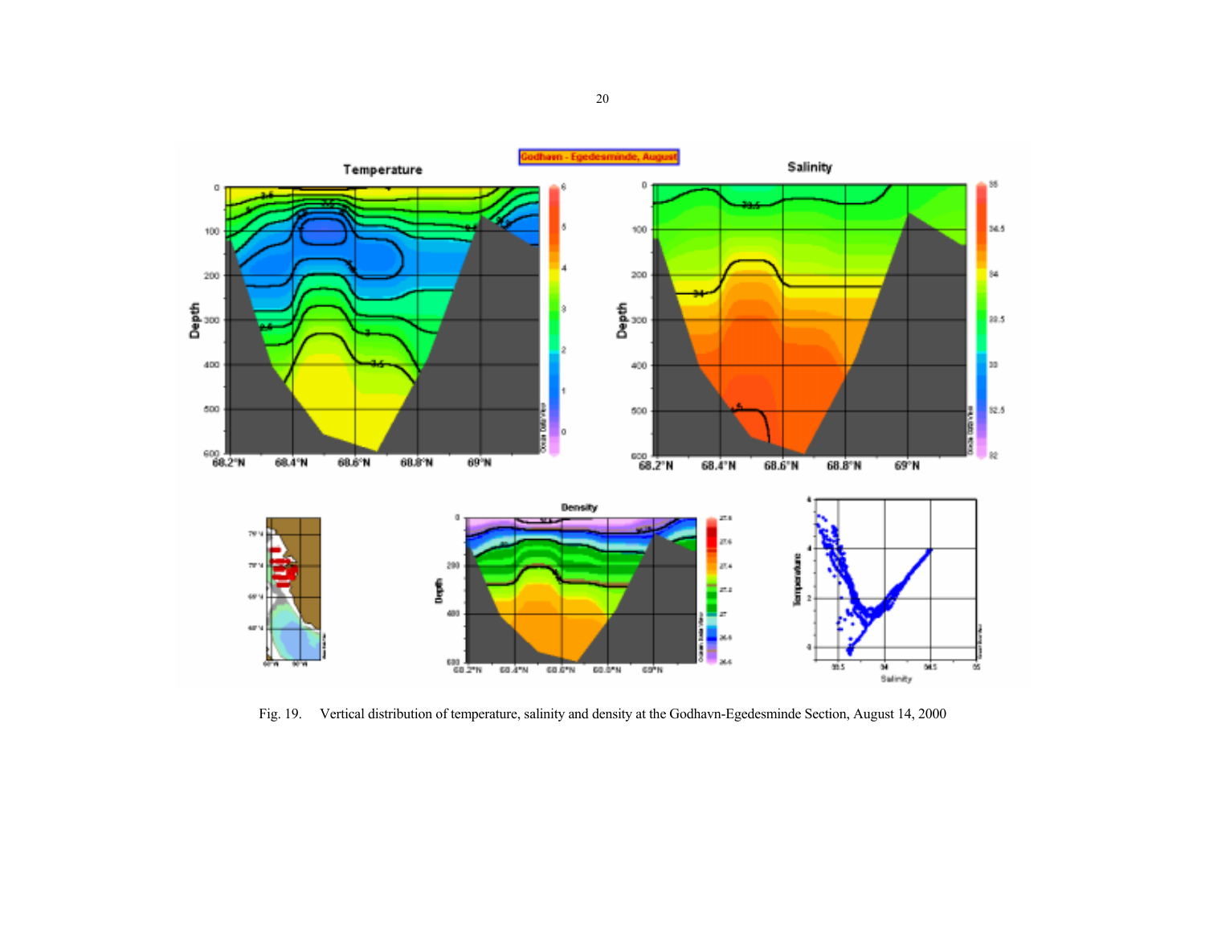Fig. 19. Vertical distribution of temperature, salinity and density at the Godhavn-Egedesminde Section, August 14, 2000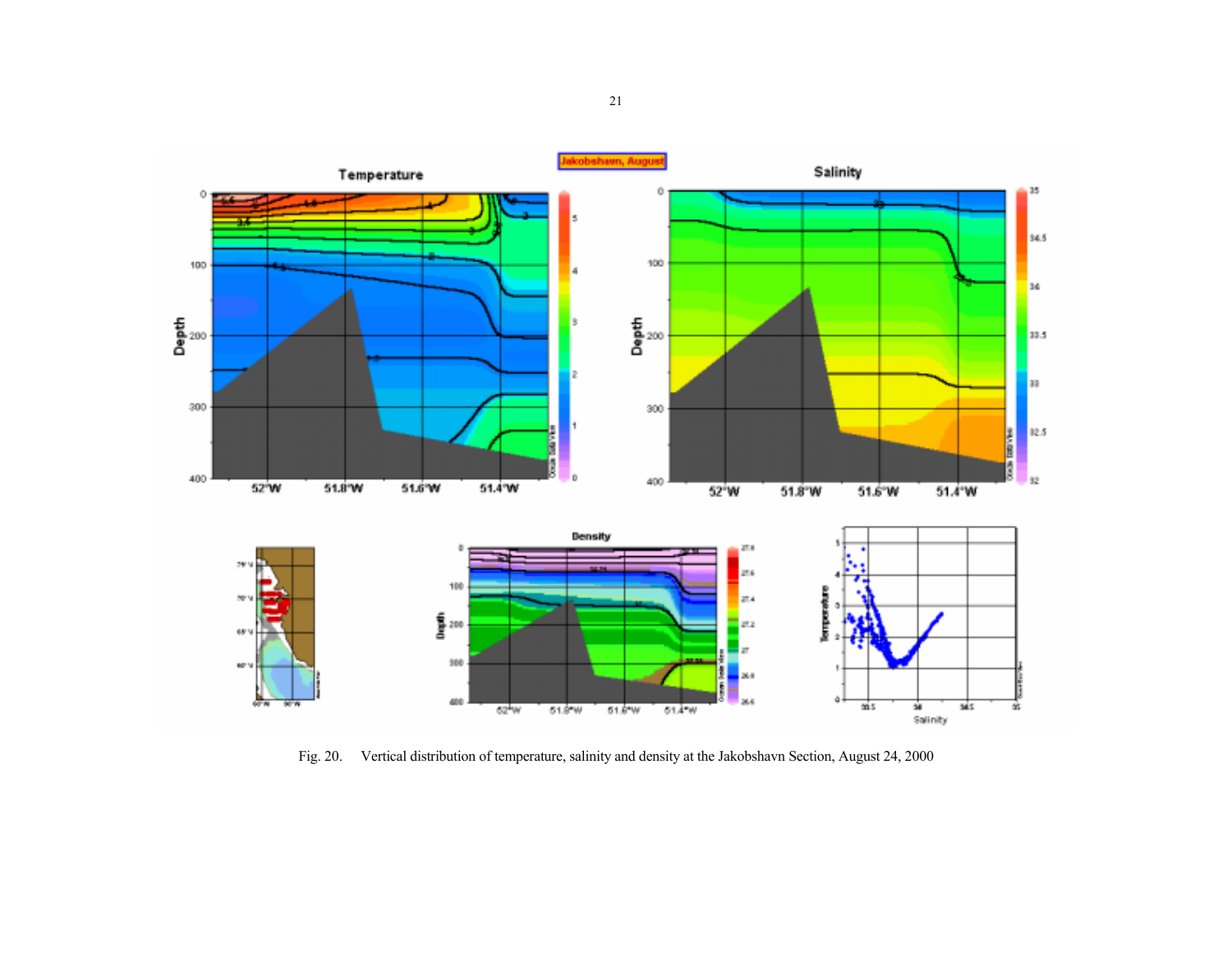Fig. 20. Vertical distribution of temperature, salinity and density at the Jakobshavn Section, August 24, 2000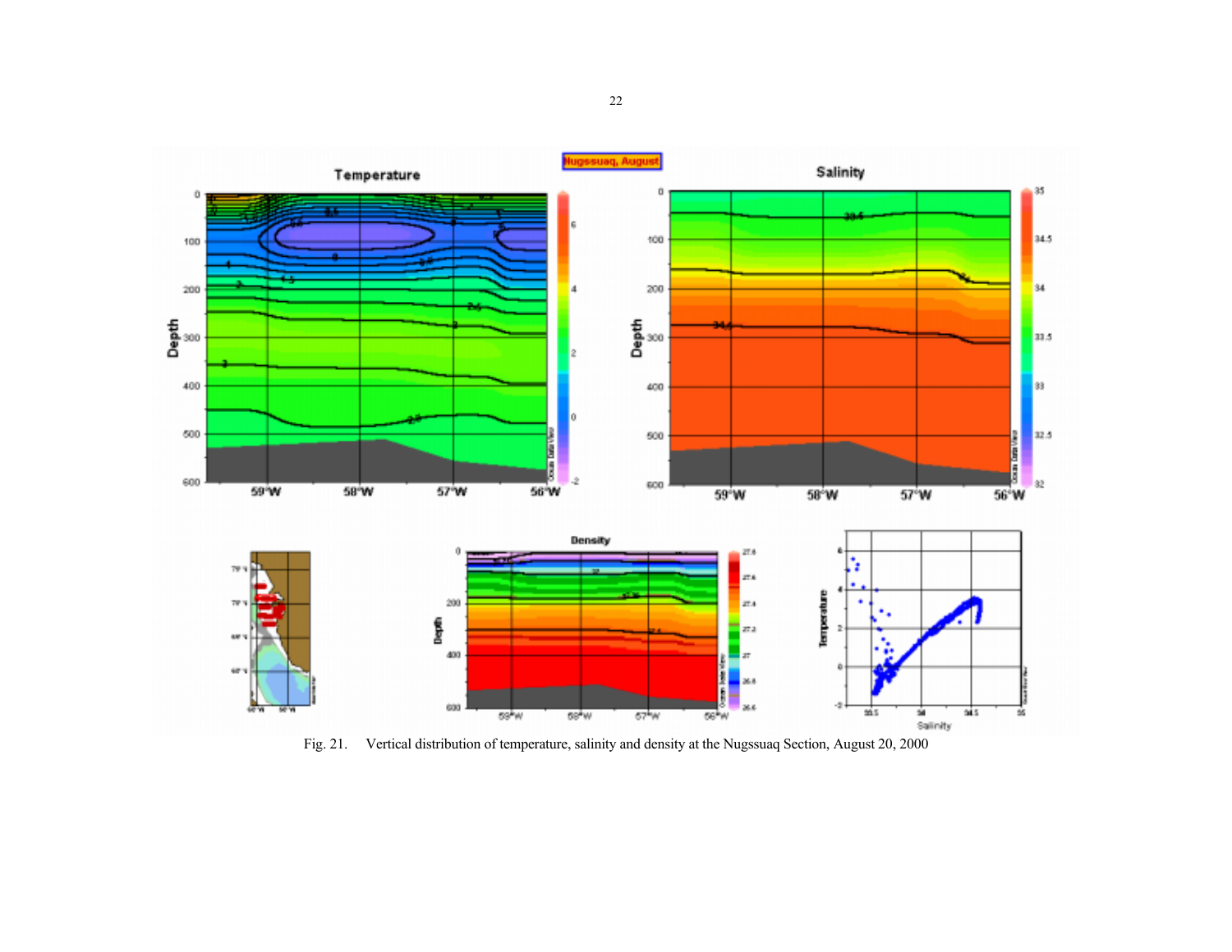Fig. 21. Vertical distribution of temperature, salinity and density at the Nugssuaq Section, August 20, 2000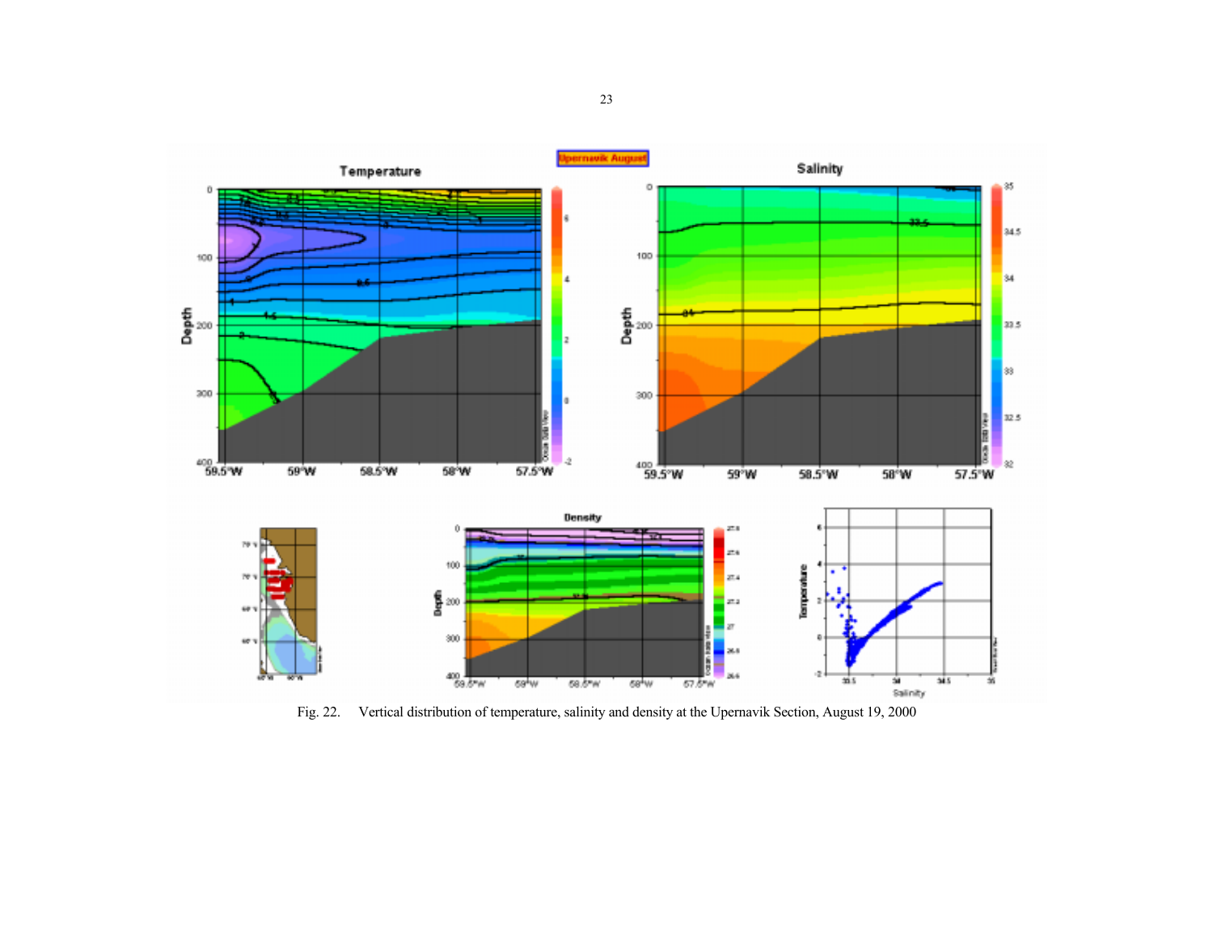Upernavik August

Temperature

Salinity

Density

Fig. 22. Vertical distribution of temperature, salinity and density at the Upernavik Section, August 19, 2000